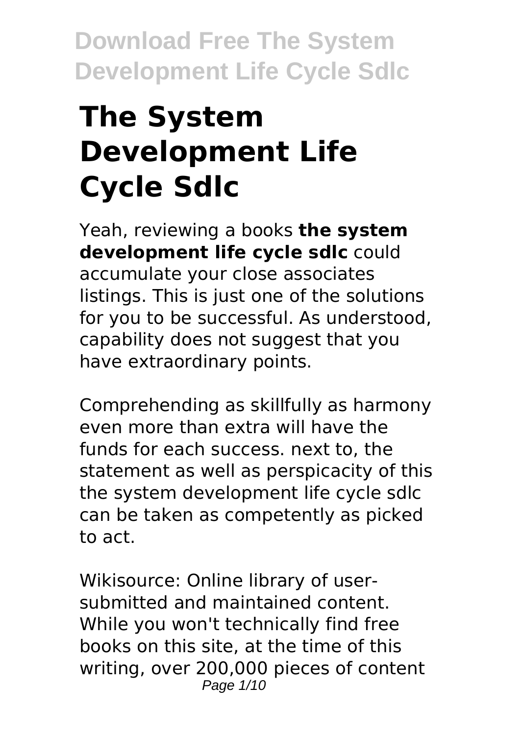# The System Development Life Cycle Sdlc

Yeah, reviewing a books **the system development life cycle sdlc** could accumulate your close associates listings. This is just one of the solutions for you to be successful. As understood, capability does not suggest that you have extraordinary points.

Comprehending as skillfully as harmony even more than extra will have the funds for each success. next to, the statement as well as perspicacity of this the system development life cycle sdlc can be taken as competently as picked to act.

Wikisource: Online library of user-submitted and maintained content. While you won't technically find free books on this site, at the time of this writing, over 200,000 pieces of content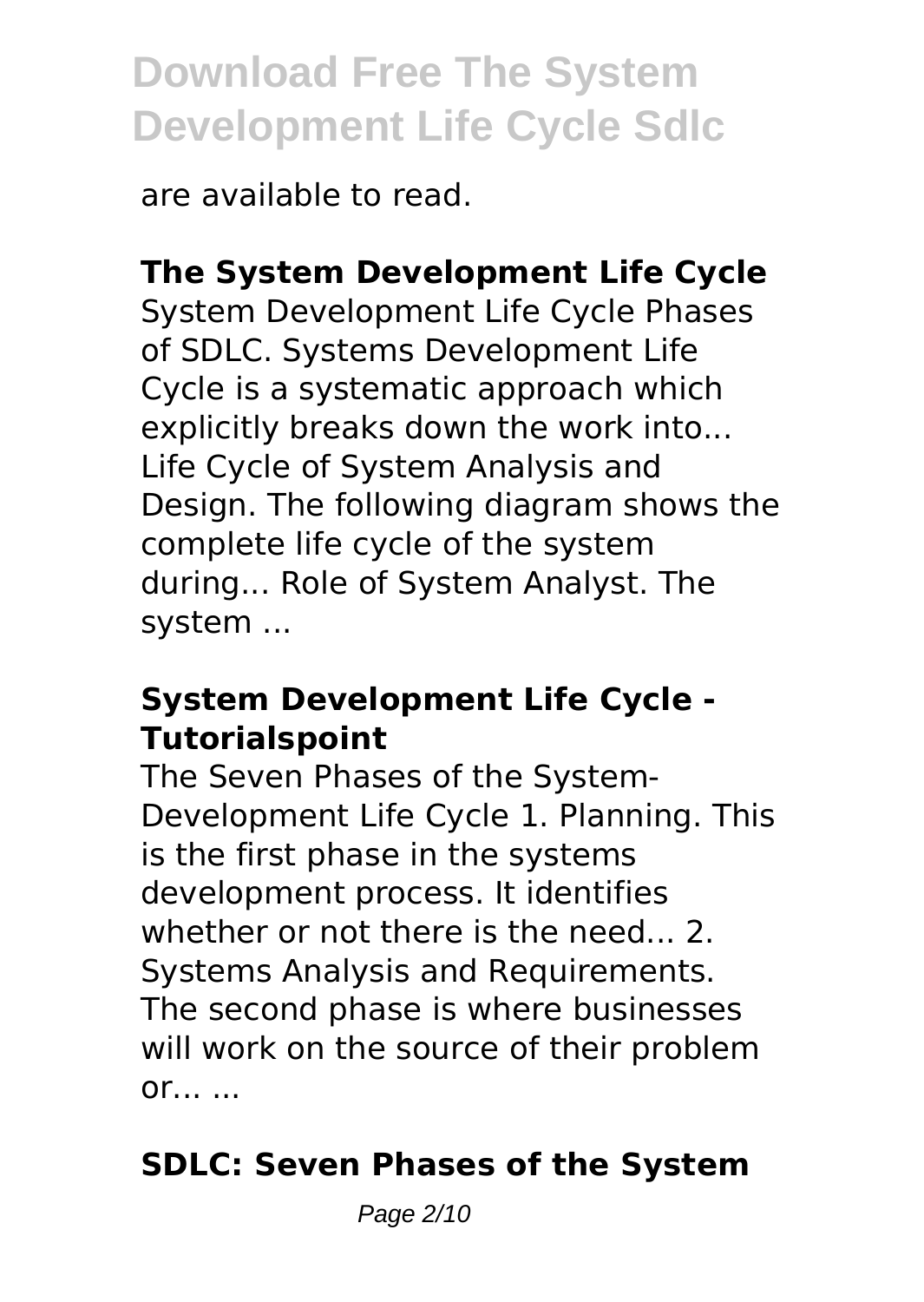are available to read.

### The System Development Life Cycle

System Development Life Cycle Phases of SDLC. Systems Development Life Cycle is a systematic approach which explicitly breaks down the work into... Life Cycle of System Analysis and Design. The following diagram shows the complete life cycle of the system during... Role of System Analyst. The system ...

### System Development Life Cycle - Tutorialspoint

The Seven Phases of the System-Development Life Cycle 1. Planning. This is the first phase in the systems development process. It identifies whether or not there is the need... 2. Systems Analysis and Requirements. The second phase is where businesses will work on the source of their problem or... ...

### SDLC: Seven Phases of the System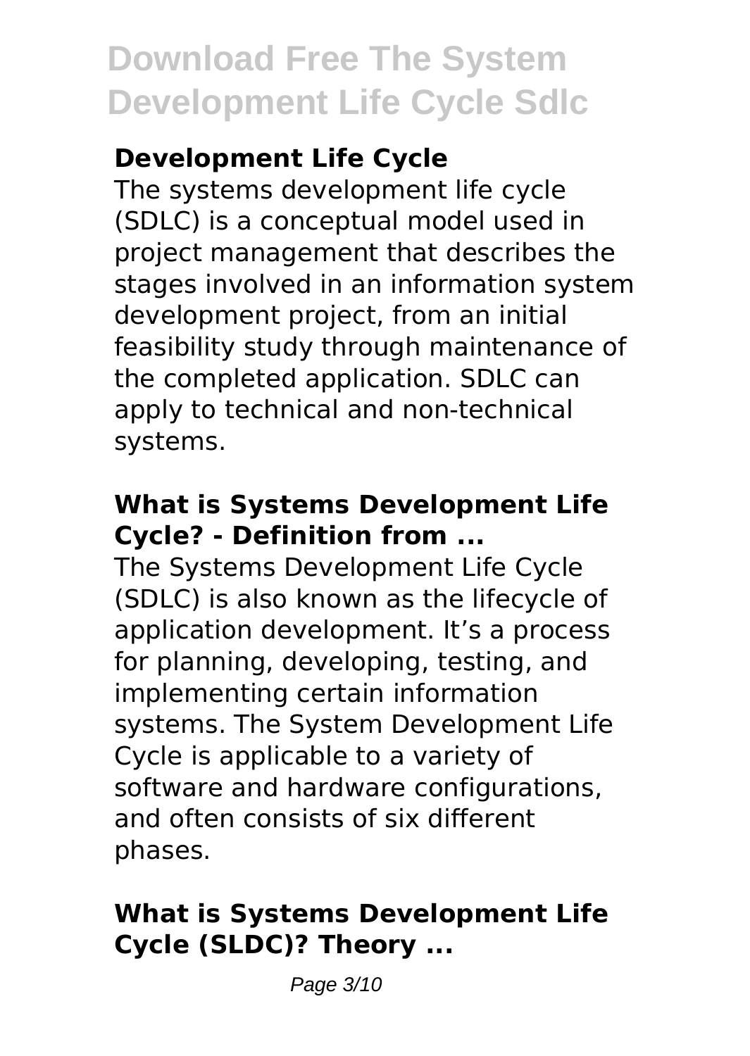### Development Life Cycle

The systems development life cycle (SDLC) is a conceptual model used in project management that describes the stages involved in an information system development project, from an initial feasibility study through maintenance of the completed application. SDLC can apply to technical and non-technical systems.

### What is Systems Development Life Cycle? - Definition from ...

The Systems Development Life Cycle (SDLC) is also known as the lifecycle of application development. It's a process for planning, developing, testing, and implementing certain information systems. The System Development Life Cycle is applicable to a variety of software and hardware configurations, and often consists of six different phases.

### What is Systems Development Life Cycle (SLDC)? Theory ...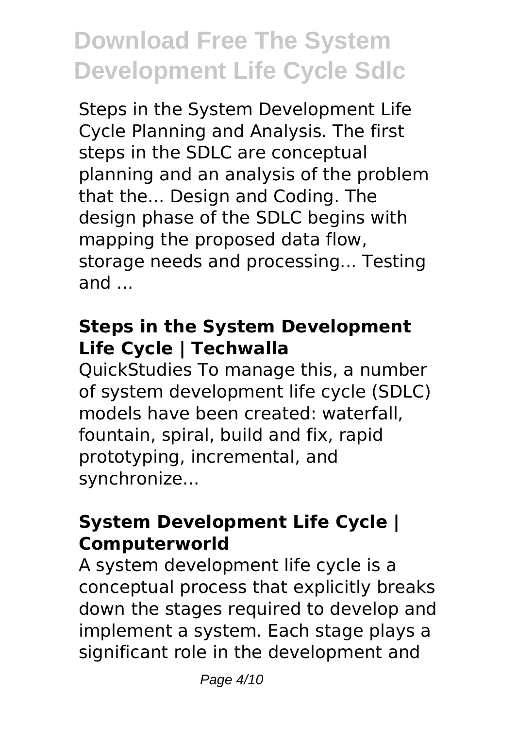Steps in the System Development Life Cycle Planning and Analysis. The first steps in the SDLC are conceptual planning and an analysis of the problem that the... Design and Coding. The design phase of the SDLC begins with mapping the proposed data flow, storage needs and processing... Testing and ...

### Steps in the System Development Life Cycle | Techwalla

QuickStudies To manage this, a number of system development life cycle (SDLC) models have been created: waterfall, fountain, spiral, build and fix, rapid prototyping, incremental, and synchronize...

### System Development Life Cycle | Computerworld

A system development life cycle is a conceptual process that explicitly breaks down the stages required to develop and implement a system. Each stage plays a significant role in the development and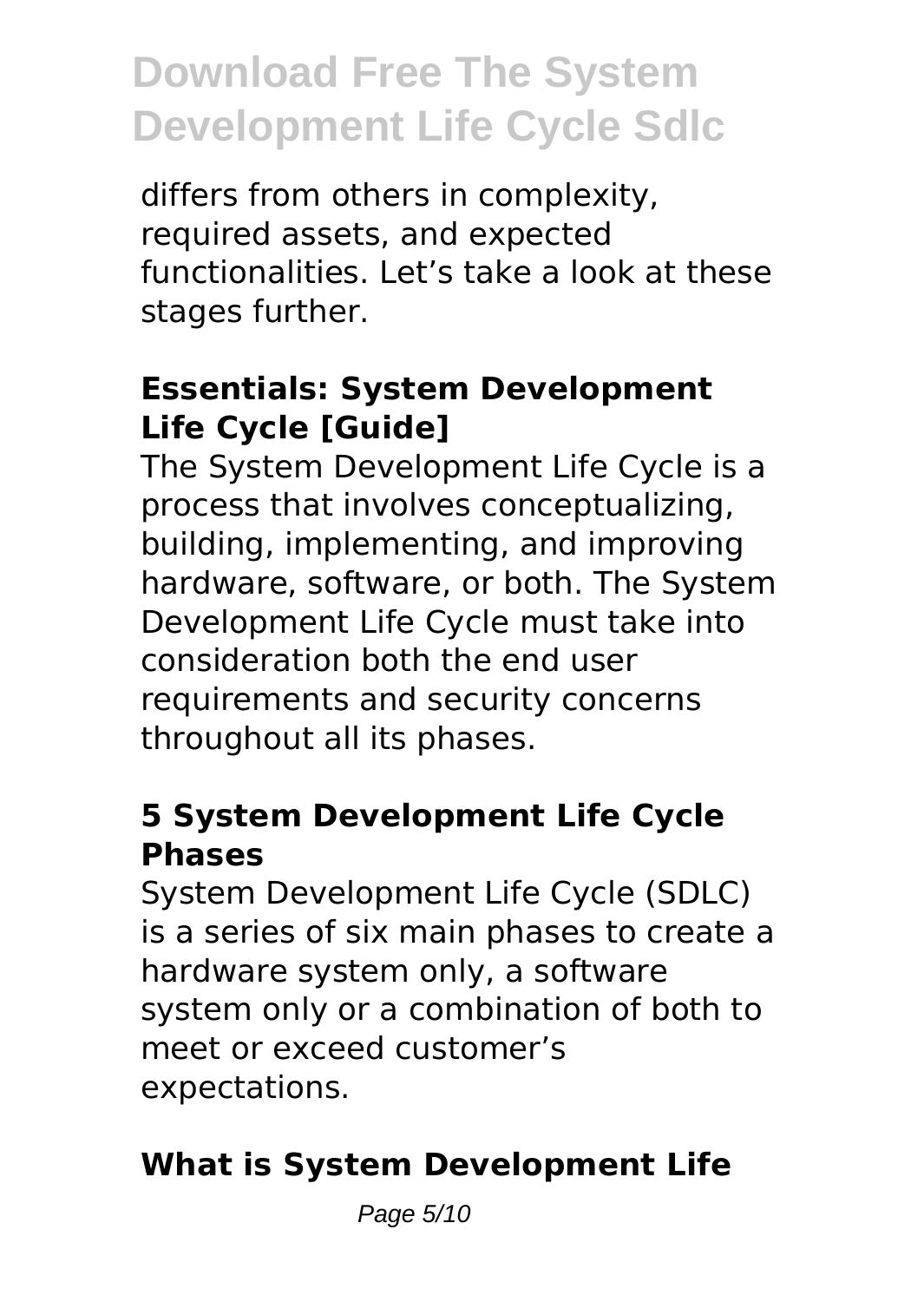differs from others in complexity, required assets, and expected functionalities. Let’s take a look at these stages further.

### Essentials: System Development Life Cycle [Guide]

The System Development Life Cycle is a process that involves conceptualizing, building, implementing, and improving hardware, software, or both. The System Development Life Cycle must take into consideration both the end user requirements and security concerns throughout all its phases.

### 5 System Development Life Cycle Phases

System Development Life Cycle (SDLC) is a series of six main phases to create a hardware system only, a software system only or a combination of both to meet or exceed customer’s expectations.

### What is System Development Life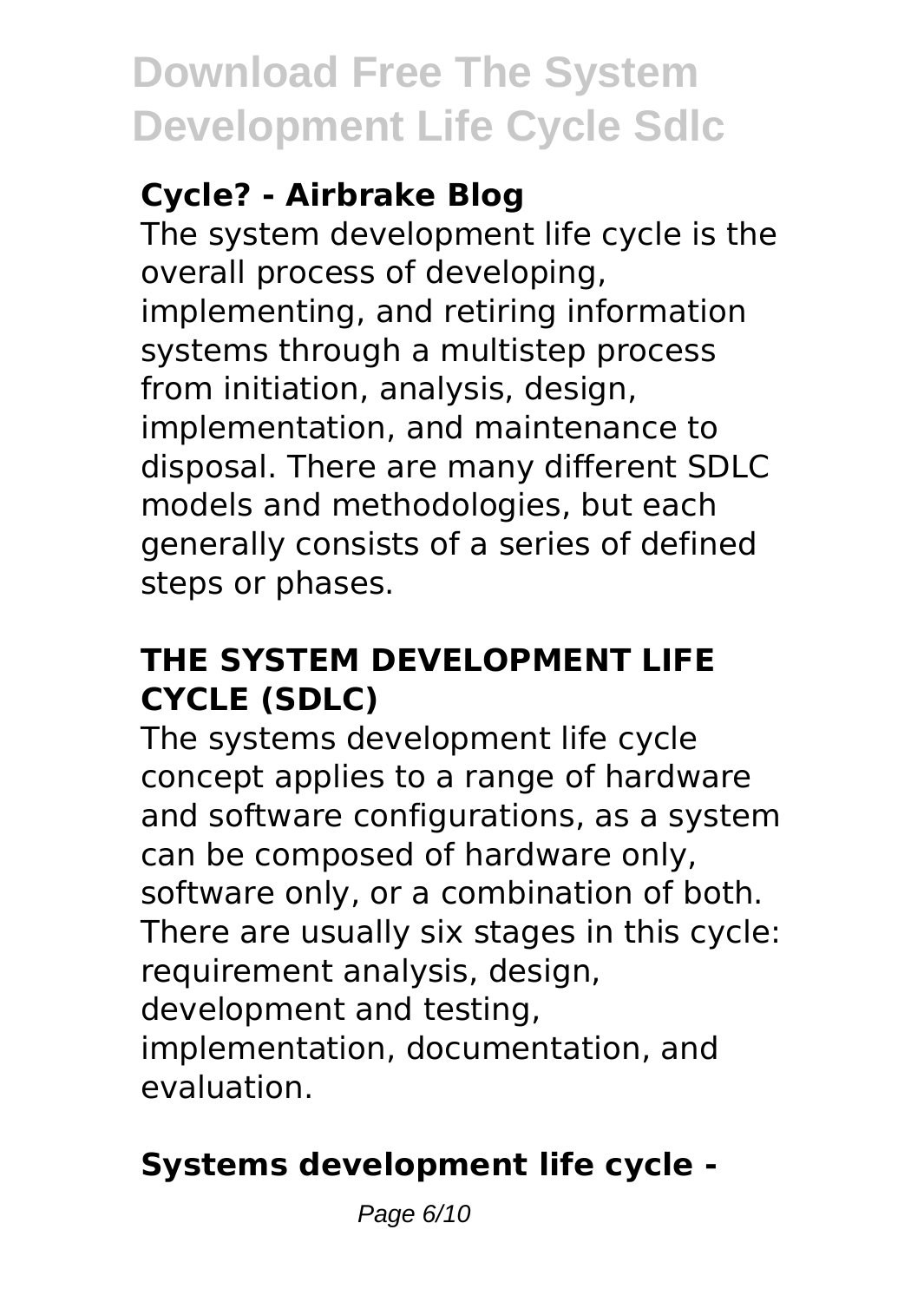### Cycle? - Airbrake Blog

The system development life cycle is the overall process of developing, implementing, and retiring information systems through a multistep process from initiation, analysis, design, implementation, and maintenance to disposal. There are many different SDLC models and methodologies, but each generally consists of a series of defined steps or phases.

### THE SYSTEM DEVELOPMENT LIFE CYCLE (SDLC)

The systems development life cycle concept applies to a range of hardware and software configurations, as a system can be composed of hardware only, software only, or a combination of both. There are usually six stages in this cycle: requirement analysis, design, development and testing, implementation, documentation, and evaluation.

### Systems development life cycle -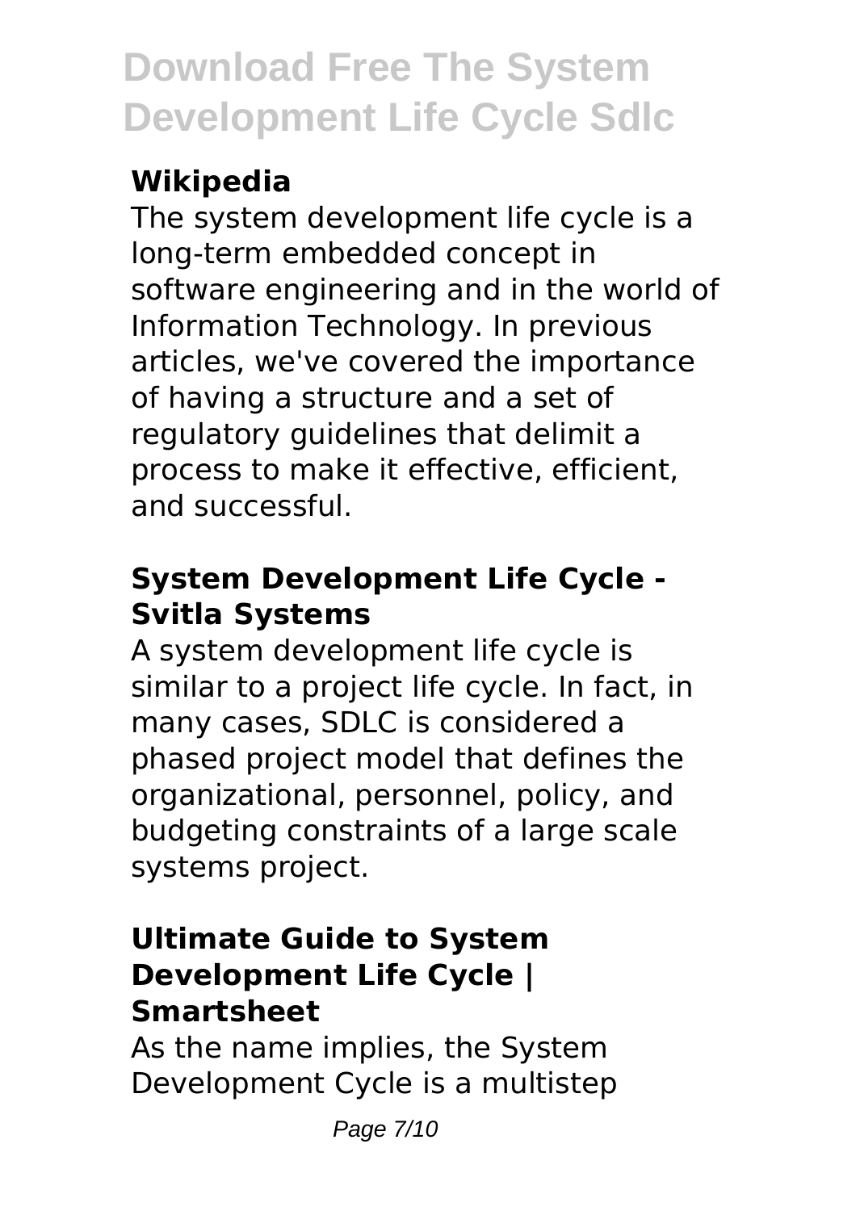### Wikipedia

The system development life cycle is a long-term embedded concept in software engineering and in the world of Information Technology. In previous articles, we've covered the importance of having a structure and a set of regulatory guidelines that delimit a process to make it effective, efficient, and successful.

### System Development Life Cycle - Svitla Systems

A system development life cycle is similar to a project life cycle. In fact, in many cases, SDLC is considered a phased project model that defines the organizational, personnel, policy, and budgeting constraints of a large scale systems project.

### Ultimate Guide to System Development Life Cycle | Smartsheet

As the name implies, the System Development Cycle is a multistep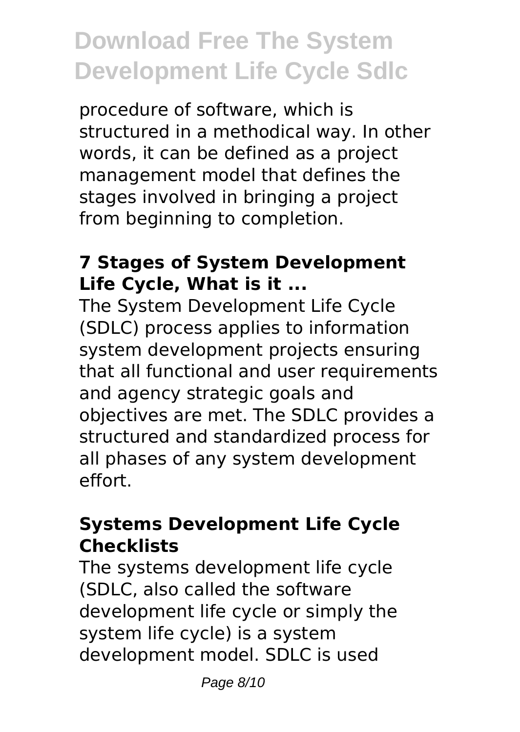procedure of software, which is structured in a methodical way. In other words, it can be defined as a project management model that defines the stages involved in bringing a project from beginning to completion.

### 7 Stages of System Development Life Cycle, What is it ...

The System Development Life Cycle (SDLC) process applies to information system development projects ensuring that all functional and user requirements and agency strategic goals and objectives are met. The SDLC provides a structured and standardized process for all phases of any system development effort.

### Systems Development Life Cycle Checklists

The systems development life cycle (SDLC, also called the software development life cycle or simply the system life cycle) is a system development model. SDLC is used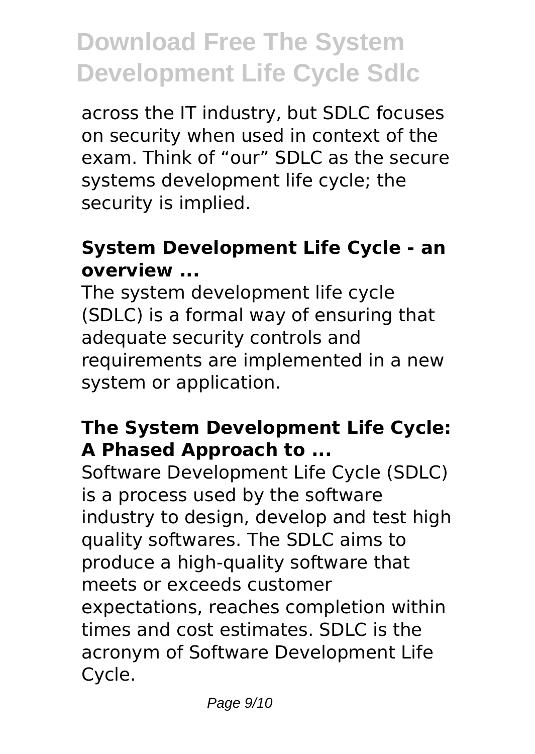across the IT industry, but SDLC focuses on security when used in context of the exam. Think of “our” SDLC as the secure systems development life cycle; the security is implied.

### System Development Life Cycle - an overview ...

The system development life cycle (SDLC) is a formal way of ensuring that adequate security controls and requirements are implemented in a new system or application.

### The System Development Life Cycle: A Phased Approach to ...

Software Development Life Cycle (SDLC) is a process used by the software industry to design, develop and test high quality softwares. The SDLC aims to produce a high-quality software that meets or exceeds customer expectations, reaches completion within times and cost estimates. SDLC is the acronym of Software Development Life Cycle.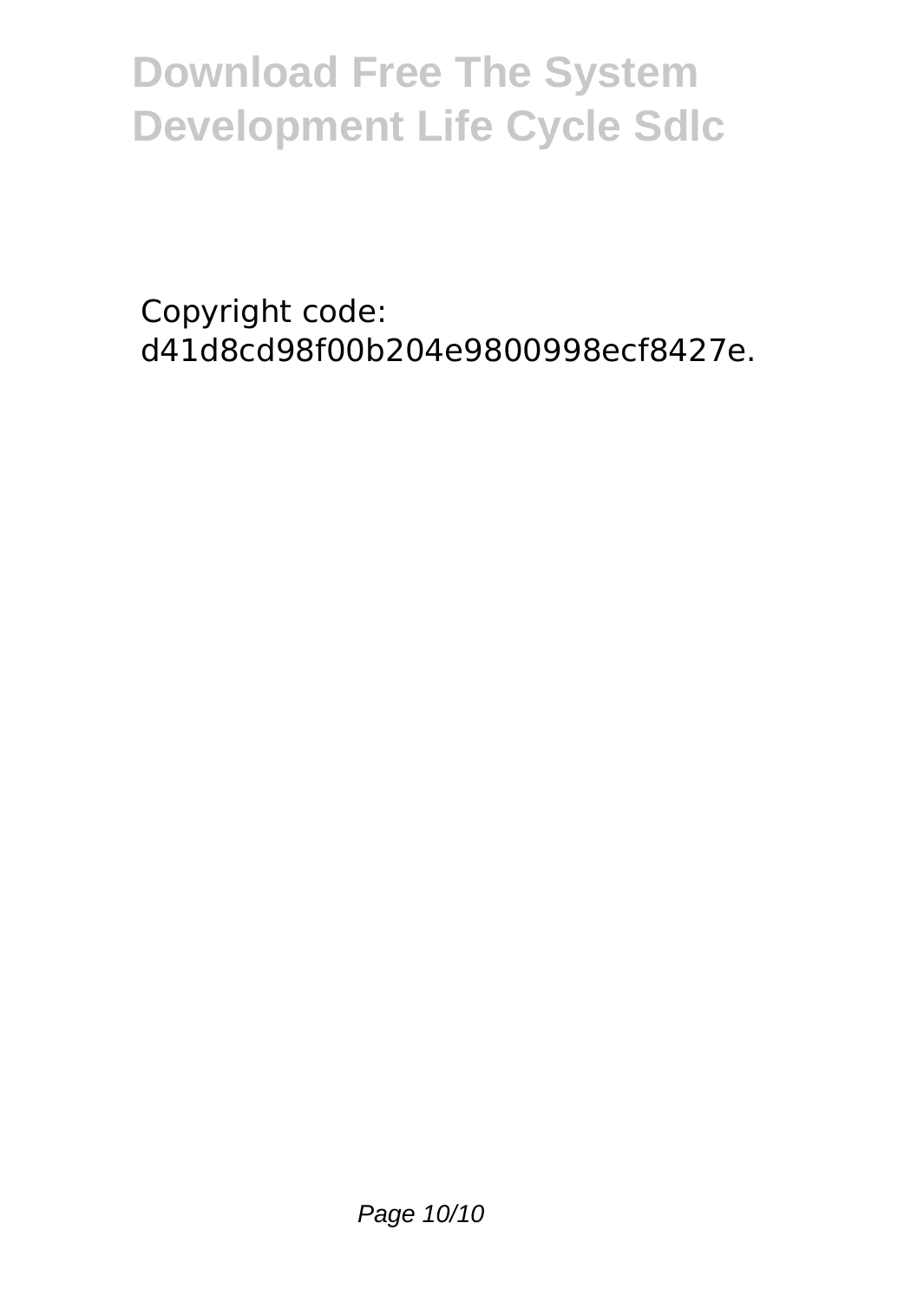Copyright code:
d41d8cd98f00b204e9800998ecf8427e.